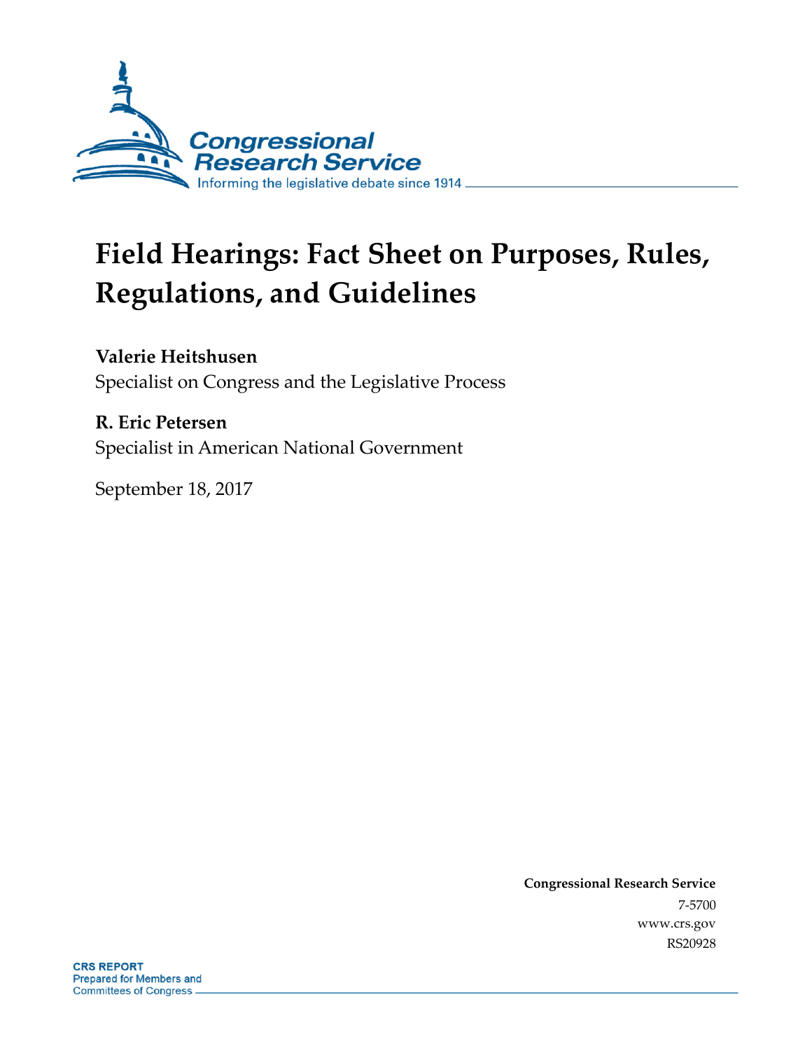Congressional Research Service

Informing the legislative debate since 1914

# Field Hearings: Fact Sheet on Purposes, Rules, Regulations, and Guidelines

**Valerie Heitshusen**
Specialist on Congress and the Legislative Process

**R. Eric Petersen**
Specialist in American National Government

September 18, 2017

**Congressional Research Service**
7-5700
www.crs.gov
RS20928

**CRS REPORT**
Prepared for Members and
Committees of Congress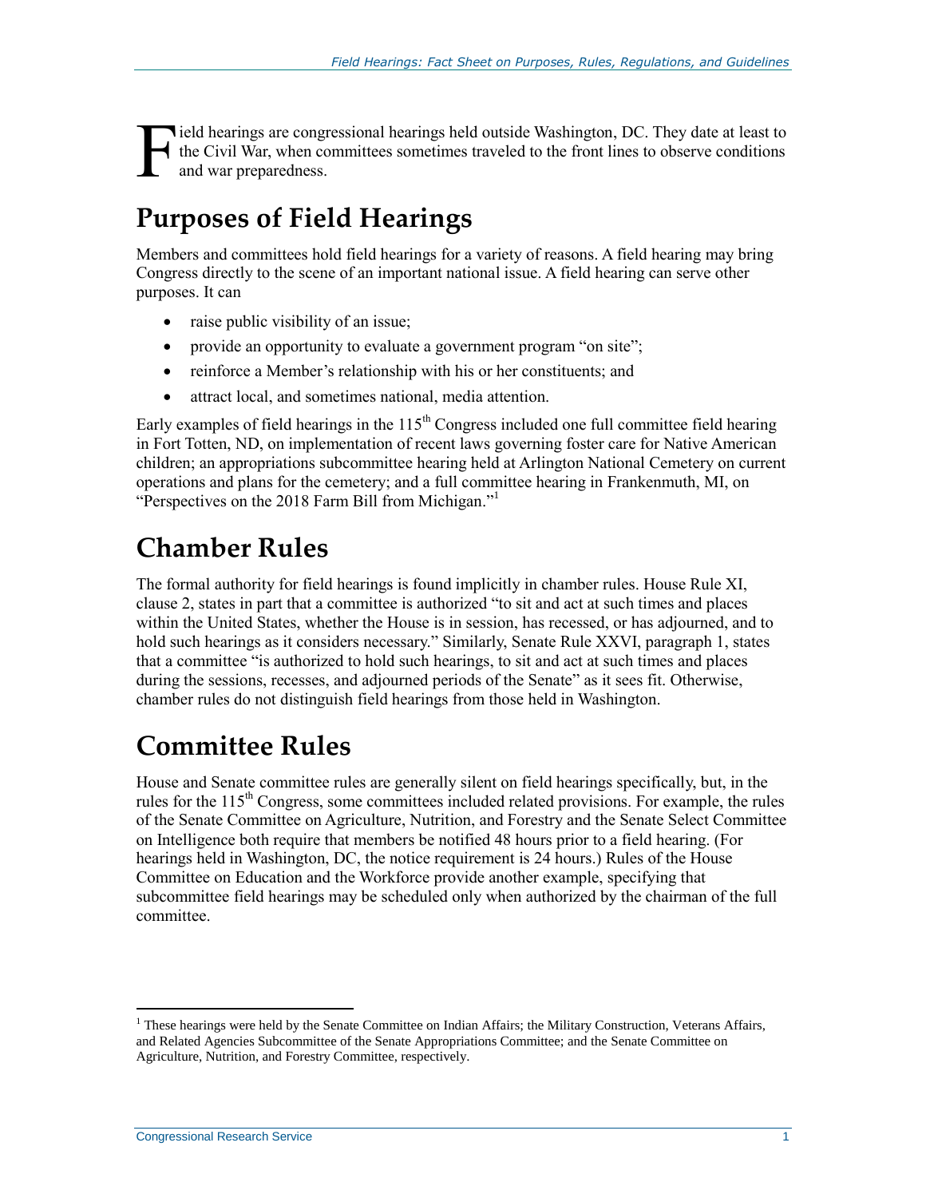Field hearings are congressional hearings held outside Washington, DC. They date at least to the Civil War, when committees sometimes traveled to the front lines to observe conditions and war preparedness.

## Purposes of Field Hearings

Members and committees hold field hearings for a variety of reasons. A field hearing may bring Congress directly to the scene of an important national issue. A field hearing can serve other purposes. It can

- raise public visibility of an issue;
- provide an opportunity to evaluate a government program "on site";
- reinforce a Member's relationship with his or her constituents; and
- attract local, and sometimes national, media attention.

Early examples of field hearings in the 115th Congress included one full committee field hearing in Fort Totten, ND, on implementation of recent laws governing foster care for Native American children; an appropriations subcommittee hearing held at Arlington National Cemetery on current operations and plans for the cemetery; and a full committee hearing in Frankenmuth, MI, on "Perspectives on the 2018 Farm Bill from Michigan."[1]

## Chamber Rules

The formal authority for field hearings is found implicitly in chamber rules. House Rule XI, clause 2, states in part that a committee is authorized "to sit and act at such times and places within the United States, whether the House is in session, has recessed, or has adjourned, and to hold such hearings as it considers necessary." Similarly, Senate Rule XXVI, paragraph 1, states that a committee "is authorized to hold such hearings, to sit and act at such times and places during the sessions, recesses, and adjourned periods of the Senate" as it sees fit. Otherwise, chamber rules do not distinguish field hearings from those held in Washington.

## Committee Rules

House and Senate committee rules are generally silent on field hearings specifically, but, in the rules for the 115th Congress, some committees included related provisions. For example, the rules of the Senate Committee on Agriculture, Nutrition, and Forestry and the Senate Select Committee on Intelligence both require that members be notified 48 hours prior to a field hearing. (For hearings held in Washington, DC, the notice requirement is 24 hours.) Rules of the House Committee on Education and the Workforce provide another example, specifying that subcommittee field hearings may be scheduled only when authorized by the chairman of the full committee.

---

[1] These hearings were held by the Senate Committee on Indian Affairs; the Military Construction, Veterans Affairs, and Related Agencies Subcommittee of the Senate Appropriations Committee; and the Senate Committee on Agriculture, Nutrition, and Forestry Committee, respectively.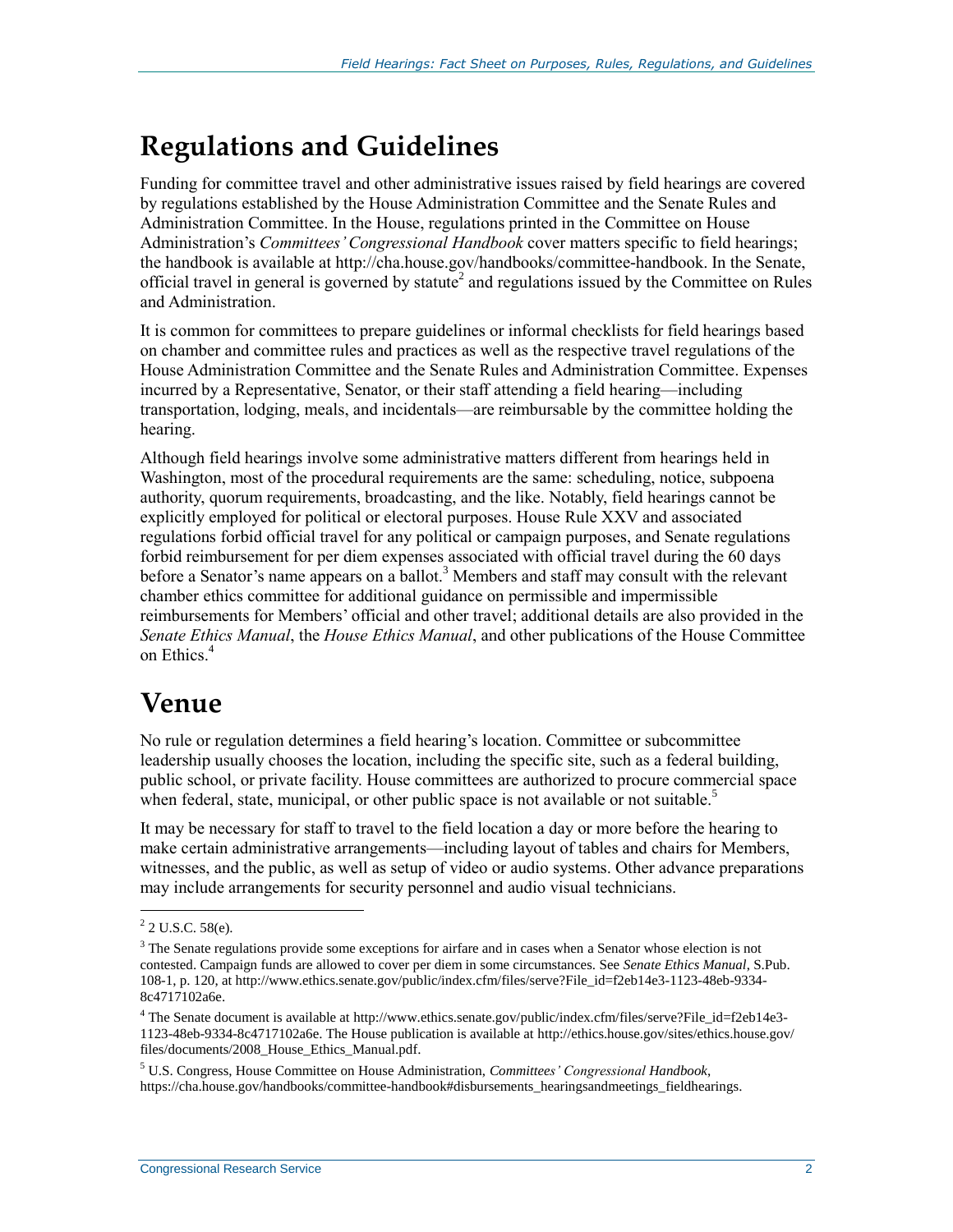## Regulations and Guidelines

Funding for committee travel and other administrative issues raised by field hearings are covered by regulations established by the House Administration Committee and the Senate Rules and Administration Committee. In the House, regulations printed in the Committee on House Administration's *Committees' Congressional Handbook* cover matters specific to field hearings; the handbook is available at http://cha.house.gov/handbooks/committee-handbook. In the Senate, official travel in general is governed by statute[2] and regulations issued by the Committee on Rules and Administration.

It is common for committees to prepare guidelines or informal checklists for field hearings based on chamber and committee rules and practices as well as the respective travel regulations of the House Administration Committee and the Senate Rules and Administration Committee. Expenses incurred by a Representative, Senator, or their staff attending a field hearing—including transportation, lodging, meals, and incidentals—are reimbursable by the committee holding the hearing.

Although field hearings involve some administrative matters different from hearings held in Washington, most of the procedural requirements are the same: scheduling, notice, subpoena authority, quorum requirements, broadcasting, and the like. Notably, field hearings cannot be explicitly employed for political or electoral purposes. House Rule XXV and associated regulations forbid official travel for any political or campaign purposes, and Senate regulations forbid reimbursement for per diem expenses associated with official travel during the 60 days before a Senator's name appears on a ballot.[3] Members and staff may consult with the relevant chamber ethics committee for additional guidance on permissible and impermissible reimbursements for Members' official and other travel; additional details are also provided in the *Senate Ethics Manual*, the *House Ethics Manual*, and other publications of the House Committee on Ethics.[4]

## Venue

No rule or regulation determines a field hearing's location. Committee or subcommittee leadership usually chooses the location, including the specific site, such as a federal building, public school, or private facility. House committees are authorized to procure commercial space when federal, state, municipal, or other public space is not available or not suitable.[5]

It may be necessary for staff to travel to the field location a day or more before the hearing to make certain administrative arrangements—including layout of tables and chairs for Members, witnesses, and the public, as well as setup of video or audio systems. Other advance preparations may include arrangements for security personnel and audio visual technicians.

---

[2] 2 U.S.C. 58(e).

[3] The Senate regulations provide some exceptions for airfare and in cases when a Senator whose election is not contested. Campaign funds are allowed to cover per diem in some circumstances. See *Senate Ethics Manual*, S.Pub. 108-1, p. 120, at http://www.ethics.senate.gov/public/index.cfm/files/serve?File_id=f2eb14e3-1123-48eb-9334-8c4717102a6e.

[4] The Senate document is available at http://www.ethics.senate.gov/public/index.cfm/files/serve?File_id=f2eb14e3-1123-48eb-9334-8c4717102a6e. The House publication is available at http://ethics.house.gov/sites/ethics.house.gov/files/documents/2008_House_Ethics_Manual.pdf.

[5] U.S. Congress, House Committee on House Administration, *Committees' Congressional Handbook*, https://cha.house.gov/handbooks/committee-handbook#disbursements_hearingsandmeetings_fieldhearings.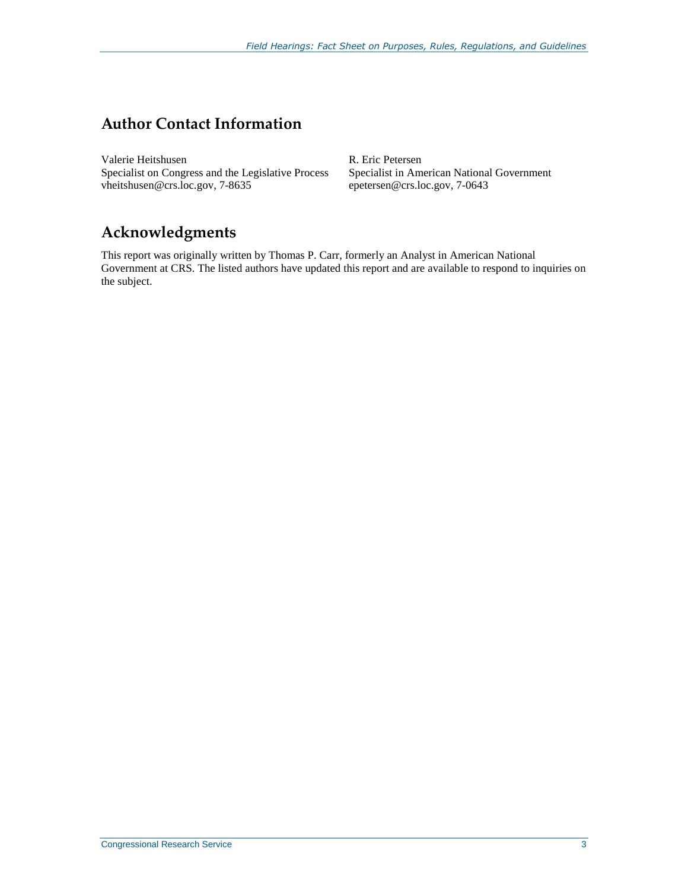## Author Contact Information

Valerie Heitshusen
Specialist on Congress and the Legislative Process
vheitshusen@crs.loc.gov, 7-8635

R. Eric Petersen
Specialist in American National Government
epetersen@crs.loc.gov, 7-0643

## Acknowledgments

This report was originally written by Thomas P. Carr, formerly an Analyst in American National Government at CRS. The listed authors have updated this report and are available to respond to inquiries on the subject.